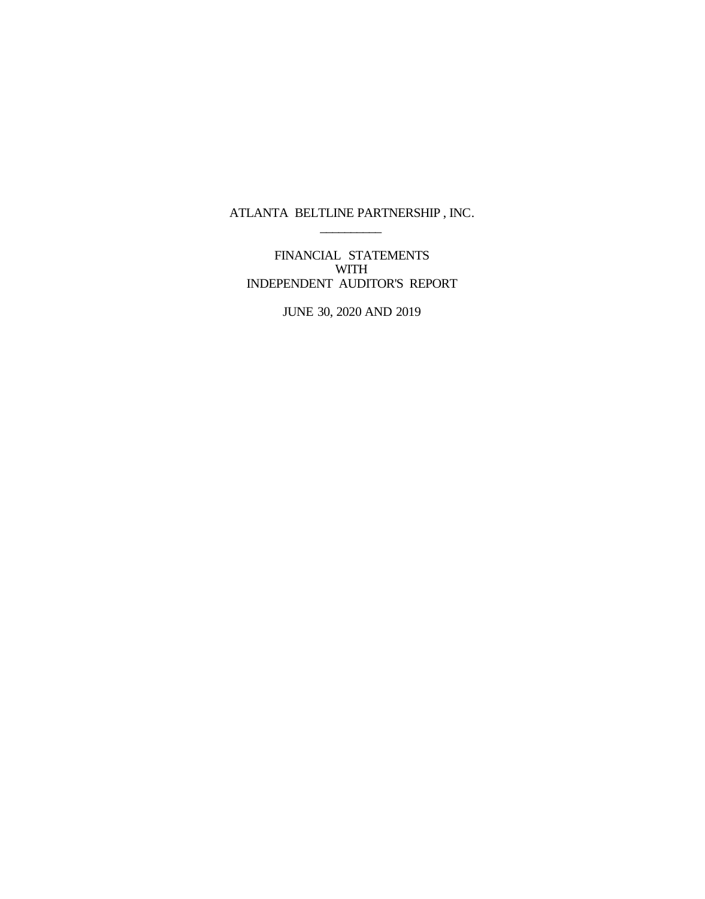# ATLANTA BELTLINE PARTNERSHIP, INC.

---

## FINANCIAL STATEMENTS
## WITH
## INDEPENDENT AUDITOR'S REPORT

JUNE 30, 2020 AND 2019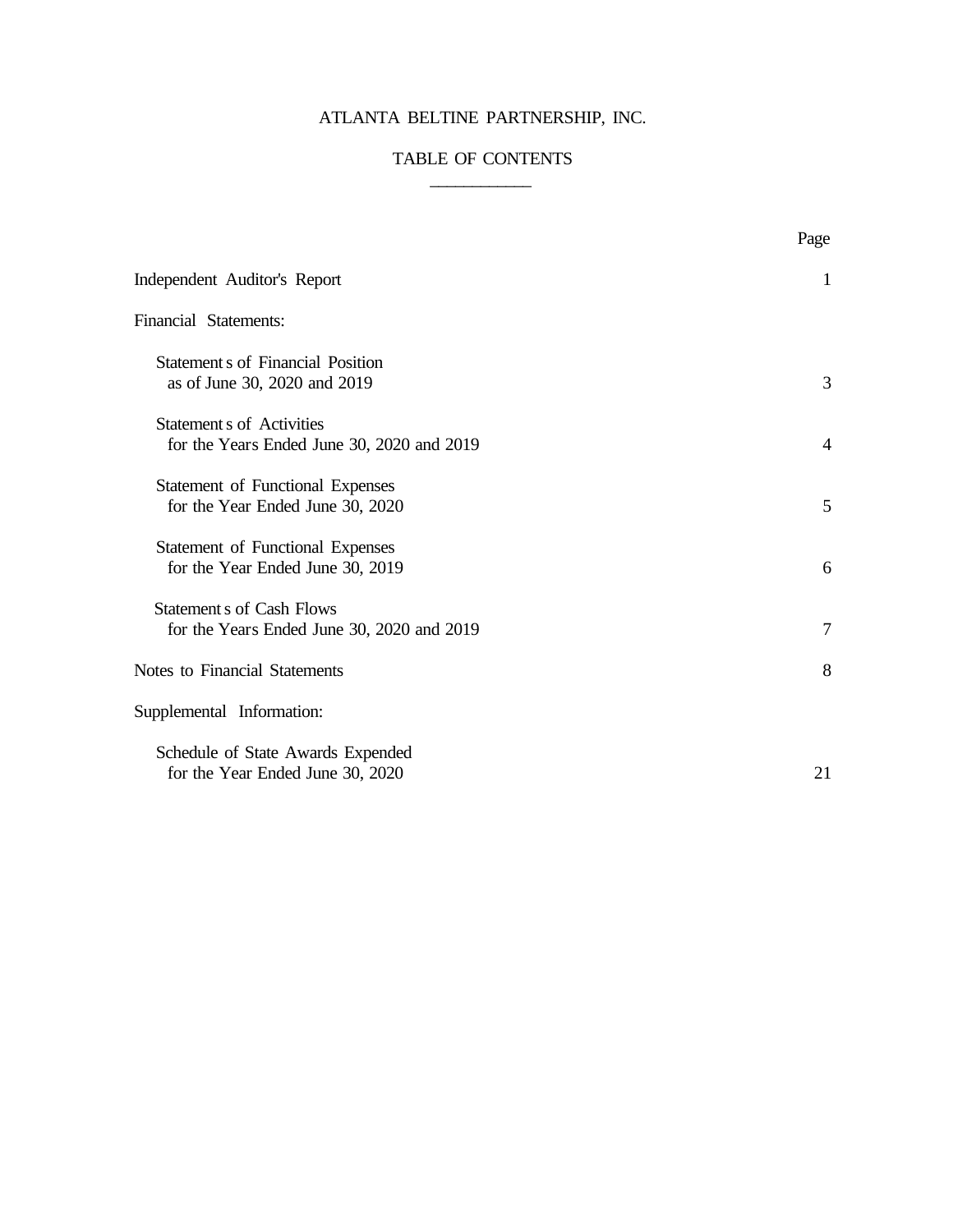# ATLANTA BELTINE PARTNERSHIP, INC.

## TABLE OF CONTENTS

| | Page |
|---|---|
| Independent Auditor's Report | 1 |
| Financial Statements: | |
| Statements of Financial Position as of June 30, 2020 and 2019 | 3 |
| Statements of Activities for the Years Ended June 30, 2020 and 2019 | 4 |
| Statement of Functional Expenses for the Year Ended June 30, 2020 | 5 |
| Statement of Functional Expenses for the Year Ended June 30, 2019 | 6 |
| Statements of Cash Flows for the Years Ended June 30, 2020 and 2019 | 7 |
| Notes to Financial Statements | 8 |
| Supplemental Information: | |
| Schedule of State Awards Expended for the Year Ended June 30, 2020 | 21 |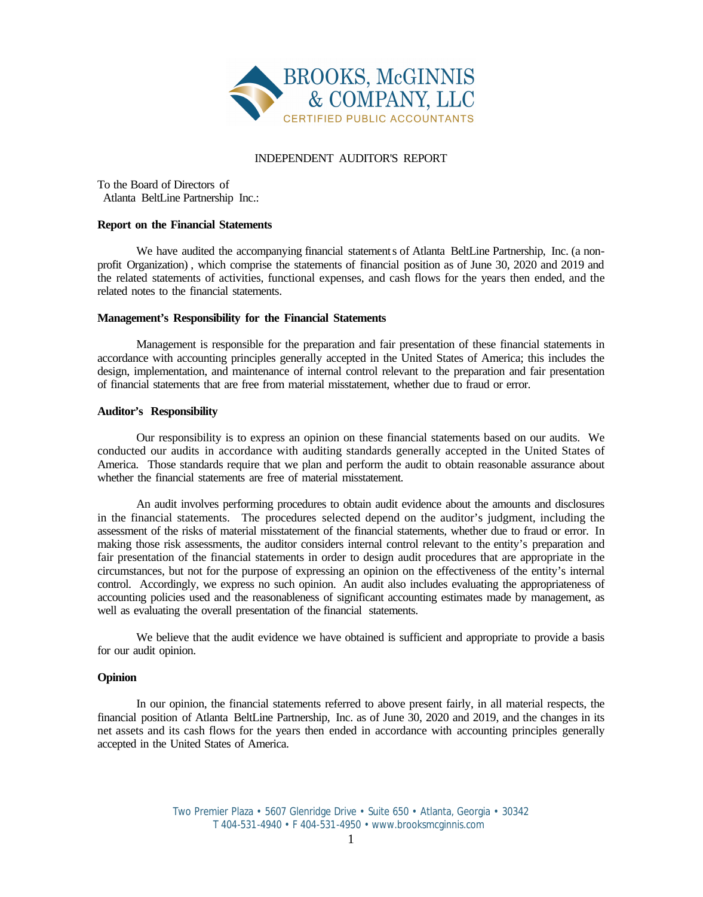BROOKS, McGINNIS & COMPANY, LLC
CERTIFIED PUBLIC ACCOUNTANTS

## INDEPENDENT AUDITOR'S REPORT

To the Board of Directors of
Atlanta BeltLine Partnership Inc.:

**Report on the Financial Statements**

We have audited the accompanying financial statements of Atlanta BeltLine Partnership, Inc. (a non-profit Organization), which comprise the statements of financial position as of June 30, 2020 and 2019 and the related statements of activities, functional expenses, and cash flows for the years then ended, and the related notes to the financial statements.

**Management's Responsibility for the Financial Statements**

Management is responsible for the preparation and fair presentation of these financial statements in accordance with accounting principles generally accepted in the United States of America; this includes the design, implementation, and maintenance of internal control relevant to the preparation and fair presentation of financial statements that are free from material misstatement, whether due to fraud or error.

**Auditor's Responsibility**

Our responsibility is to express an opinion on these financial statements based on our audits. We conducted our audits in accordance with auditing standards generally accepted in the United States of America. Those standards require that we plan and perform the audit to obtain reasonable assurance about whether the financial statements are free of material misstatement.

An audit involves performing procedures to obtain audit evidence about the amounts and disclosures in the financial statements. The procedures selected depend on the auditor's judgment, including the assessment of the risks of material misstatement of the financial statements, whether due to fraud or error. In making those risk assessments, the auditor considers internal control relevant to the entity's preparation and fair presentation of the financial statements in order to design audit procedures that are appropriate in the circumstances, but not for the purpose of expressing an opinion on the effectiveness of the entity's internal control. Accordingly, we express no such opinion. An audit also includes evaluating the appropriateness of accounting policies used and the reasonableness of significant accounting estimates made by management, as well as evaluating the overall presentation of the financial statements.

We believe that the audit evidence we have obtained is sufficient and appropriate to provide a basis for our audit opinion.

**Opinion**

In our opinion, the financial statements referred to above present fairly, in all material respects, the financial position of Atlanta BeltLine Partnership, Inc. as of June 30, 2020 and 2019, and the changes in its net assets and its cash flows for the years then ended in accordance with accounting principles generally accepted in the United States of America.

Two Premier Plaza • 5607 Glenridge Drive • Suite 650 • Atlanta, Georgia • 30342
T 404-531-4940 • F 404-531-4950 • www.brooksmcginnis.com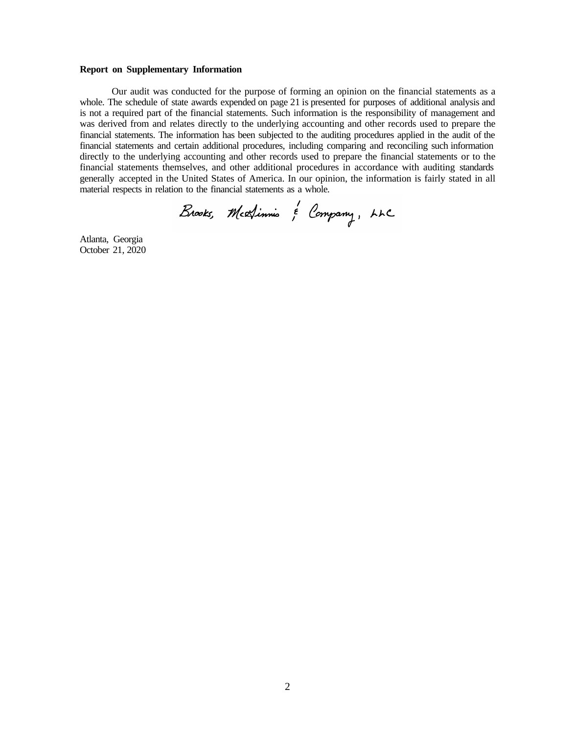**Report on Supplementary Information**

Our audit was conducted for the purpose of forming an opinion on the financial statements as a whole. The schedule of state awards expended on page 21 is presented for purposes of additional analysis and is not a required part of the financial statements. Such information is the responsibility of management and was derived from and relates directly to the underlying accounting and other records used to prepare the financial statements. The information has been subjected to the auditing procedures applied in the audit of the financial statements and certain additional procedures, including comparing and reconciling such information directly to the underlying accounting and other records used to prepare the financial statements or to the financial statements themselves, and other additional procedures in accordance with auditing standards generally accepted in the United States of America. In our opinion, the information is fairly stated in all material respects in relation to the financial statements as a whole.

Brooks, McGinnis & Company, LLC

Atlanta, Georgia
October 21, 2020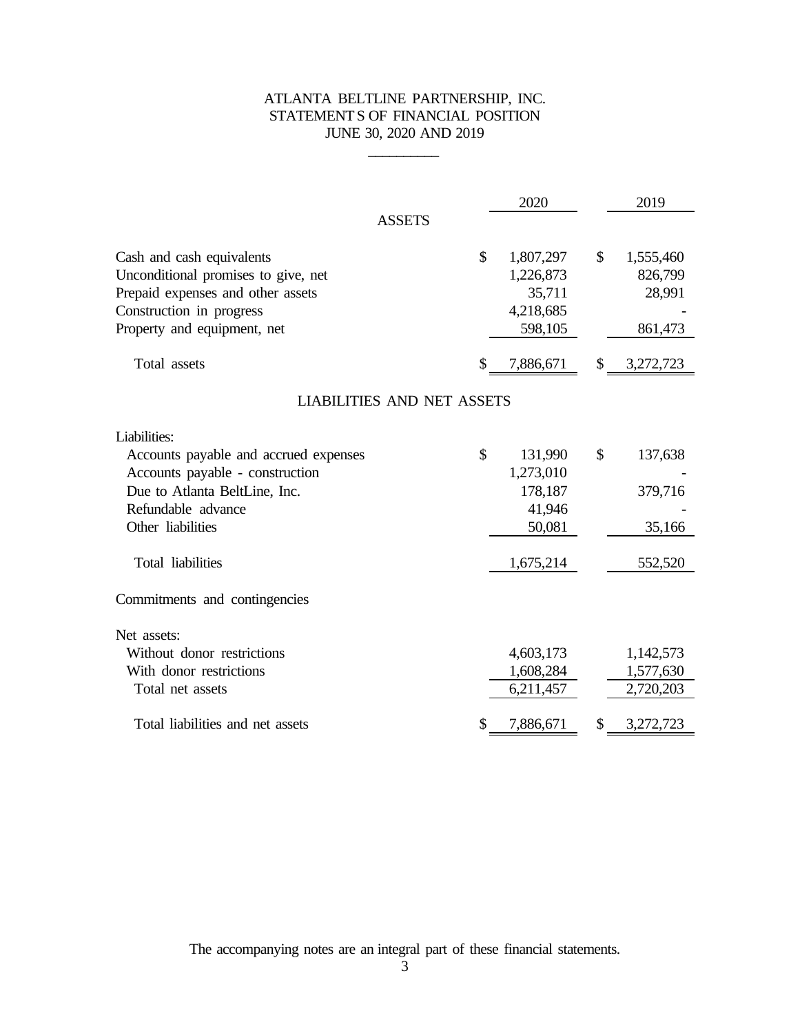# ATLANTA BELTLINE PARTNERSHIP, INC.
## STATEMENTS OF FINANCIAL POSITION
### JUNE 30, 2020 AND 2019

| | 2020 | 2019 |
|---|---|---|
| **ASSETS** | | |
| Cash and cash equivalents | $ 1,807,297 | $ 1,555,460 |
| Unconditional promises to give, net | 1,226,873 | 826,799 |
| Prepaid expenses and other assets | 35,711 | 28,991 |
| Construction in progress | 4,218,685 | - |
| Property and equipment, net | 598,105 | 861,473 |
| Total assets | $ 7,886,671 | $ 3,272,723 |
| **LIABILITIES AND NET ASSETS** | | |
| Liabilities: | | |
| Accounts payable and accrued expenses | $ 131,990 | $ 137,638 |
| Accounts payable - construction | 1,273,010 | - |
| Due to Atlanta BeltLine, Inc. | 178,187 | 379,716 |
| Refundable advance | 41,946 | - |
| Other liabilities | 50,081 | 35,166 |
| Total liabilities | 1,675,214 | 552,520 |
| Commitments and contingencies | | |
| Net assets: | | |
| Without donor restrictions | 4,603,173 | 1,142,573 |
| With donor restrictions | 1,608,284 | 1,577,630 |
| Total net assets | 6,211,457 | 2,720,203 |
| Total liabilities and net assets | $ 7,886,671 | $ 3,272,723 |

The accompanying notes are an integral part of these financial statements.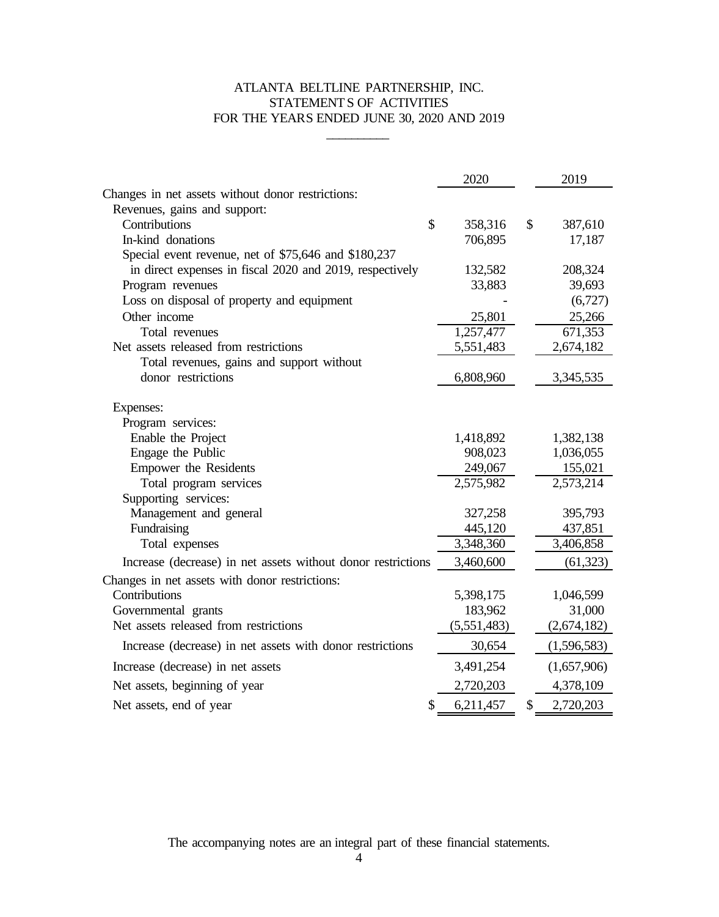# ATLANTA BELTLINE PARTNERSHIP, INC.
## STATEMENTS OF ACTIVITIES
## FOR THE YEARS ENDED JUNE 30, 2020 AND 2019

| | 2020 | 2019 |
|---|---|---|
| Changes in net assets without donor restrictions: | | |
| Revenues, gains and support: | | |
| Contributions | $ 358,316 | $ 387,610 |
| In-kind donations | 706,895 | 17,187 |
| Special event revenue, net of $75,646 and $180,237 in direct expenses in fiscal 2020 and 2019, respectively | 132,582 | 208,324 |
| Program revenues | 33,883 | 39,693 |
| Loss on disposal of property and equipment | - | (6,727) |
| Other income | 25,801 | 25,266 |
| Total revenues | 1,257,477 | 671,353 |
| Net assets released from restrictions | 5,551,483 | 2,674,182 |
| Total revenues, gains and support without donor restrictions | 6,808,960 | 3,345,535 |
| Expenses: | | |
| Program services: | | |
| Enable the Project | 1,418,892 | 1,382,138 |
| Engage the Public | 908,023 | 1,036,055 |
| Empower the Residents | 249,067 | 155,021 |
| Total program services | 2,575,982 | 2,573,214 |
| Supporting services: | | |
| Management and general | 327,258 | 395,793 |
| Fundraising | 445,120 | 437,851 |
| Total expenses | 3,348,360 | 3,406,858 |
| Increase (decrease) in net assets without donor restrictions | 3,460,600 | (61,323) |
| Changes in net assets with donor restrictions: | | |
| Contributions | 5,398,175 | 1,046,599 |
| Governmental grants | 183,962 | 31,000 |
| Net assets released from restrictions | (5,551,483) | (2,674,182) |
| Increase (decrease) in net assets with donor restrictions | 30,654 | (1,596,583) |
| Increase (decrease) in net assets | 3,491,254 | (1,657,906) |
| Net assets, beginning of year | 2,720,203 | 4,378,109 |
| Net assets, end of year | $ 6,211,457 | $ 2,720,203 |

The accompanying notes are an integral part of these financial statements.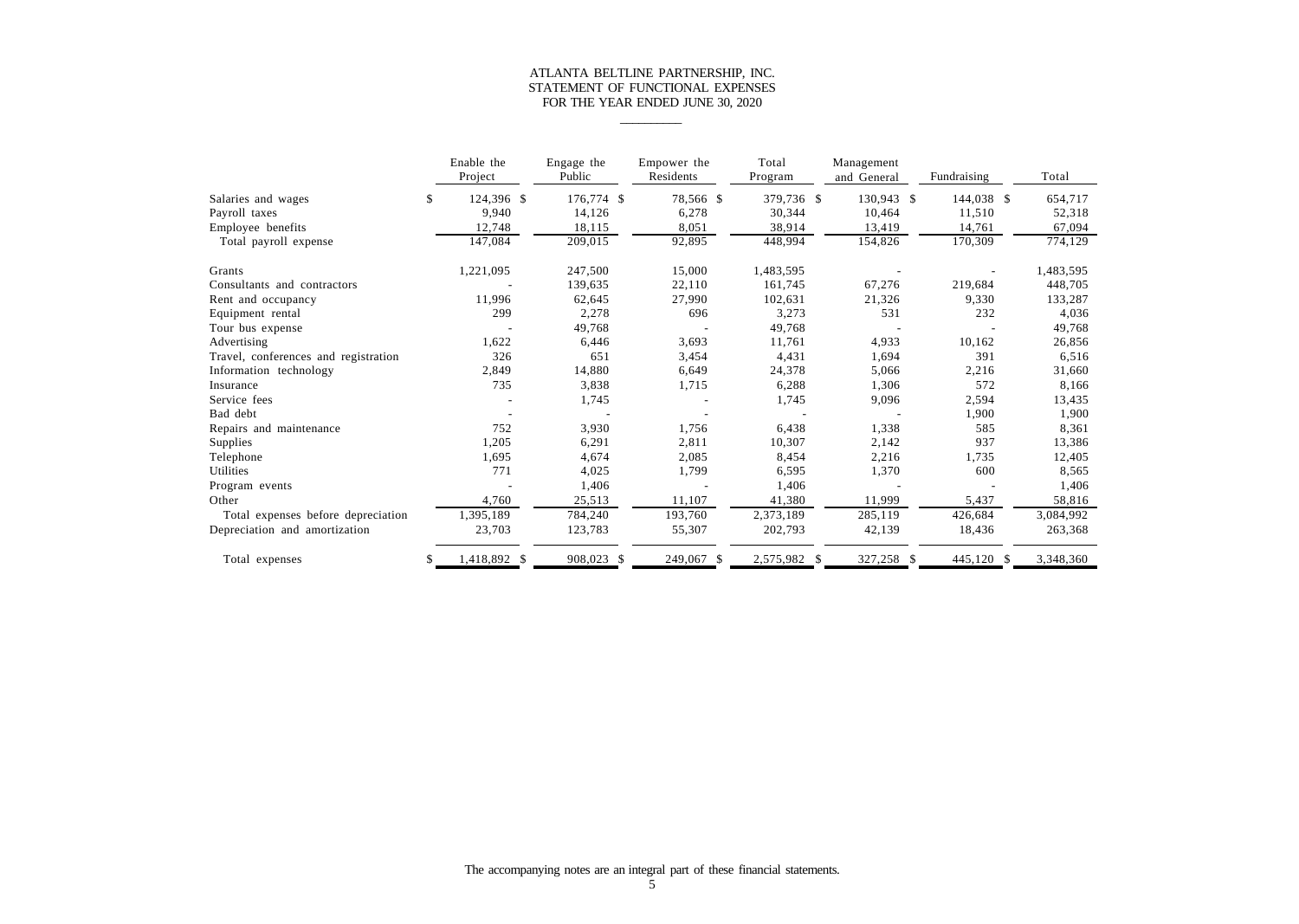# ATLANTA BELTLINE PARTNERSHIP, INC.
## STATEMENT OF FUNCTIONAL EXPENSES
### FOR THE YEAR ENDED JUNE 30, 2020

| | Enable the Project | Engage the Public | Empower the Residents | Total Program | Management and General | Fundraising | Total |
|---|---|---|---|---|---|---|---|
| Salaries and wages | $ 124,396 | $ 176,774 | $ 78,566 | $ 379,736 | $ 130,943 | $ 144,038 | $ 654,717 |
| Payroll taxes | 9,940 | 14,126 | 6,278 | 30,344 | 10,464 | 11,510 | 52,318 |
| Employee benefits | 12,748 | 18,115 | 8,051 | 38,914 | 13,419 | 14,761 | 67,094 |
| Total payroll expense | 147,084 | 209,015 | 92,895 | 448,994 | 154,826 | 170,309 | 774,129 |
| Grants | 1,221,095 | 247,500 | 15,000 | 1,483,595 | - | - | 1,483,595 |
| Consultants and contractors | - | 139,635 | 22,110 | 161,745 | 67,276 | 219,684 | 448,705 |
| Rent and occupancy | 11,996 | 62,645 | 27,990 | 102,631 | 21,326 | 9,330 | 133,287 |
| Equipment rental | 299 | 2,278 | 696 | 3,273 | 531 | 232 | 4,036 |
| Tour bus expense | - | 49,768 | - | 49,768 | - | - | 49,768 |
| Advertising | 1,622 | 6,446 | 3,693 | 11,761 | 4,933 | 10,162 | 26,856 |
| Travel, conferences and registration | 326 | 651 | 3,454 | 4,431 | 1,694 | 391 | 6,516 |
| Information technology | 2,849 | 14,880 | 6,649 | 24,378 | 5,066 | 2,216 | 31,660 |
| Insurance | 735 | 3,838 | 1,715 | 6,288 | 1,306 | 572 | 8,166 |
| Service fees | - | 1,745 | - | 1,745 | 9,096 | 2,594 | 13,435 |
| Bad debt | - | - | - | - | - | 1,900 | 1,900 |
| Repairs and maintenance | 752 | 3,930 | 1,756 | 6,438 | 1,338 | 585 | 8,361 |
| Supplies | 1,205 | 6,291 | 2,811 | 10,307 | 2,142 | 937 | 13,386 |
| Telephone | 1,695 | 4,674 | 2,085 | 8,454 | 2,216 | 1,735 | 12,405 |
| Utilities | 771 | 4,025 | 1,799 | 6,595 | 1,370 | 600 | 8,565 |
| Program events | - | 1,406 | - | 1,406 | - | - | 1,406 |
| Other | 4,760 | 25,513 | 11,107 | 41,380 | 11,999 | 5,437 | 58,816 |
| Total expenses before depreciation | 1,395,189 | 784,240 | 193,760 | 2,373,189 | 285,119 | 426,684 | 3,084,992 |
| Depreciation and amortization | 23,703 | 123,783 | 55,307 | 202,793 | 42,139 | 18,436 | 263,368 |
| Total expenses | $ 1,418,892 | $ 908,023 | $ 249,067 | $ 2,575,982 | $ 327,258 | $ 445,120 | $ 3,348,360 |

The accompanying notes are an integral part of these financial statements.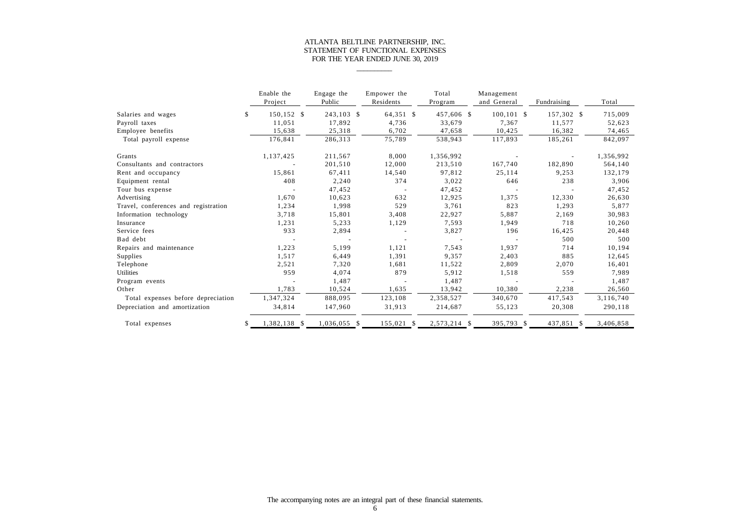# ATLANTA BELTLINE PARTNERSHIP, INC.
## STATEMENT OF FUNCTIONAL EXPENSES
### FOR THE YEAR ENDED JUNE 30, 2019

| | Enable the Project | Engage the Public | Empower the Residents | Total Program | Management and General | Fundraising | Total |
|---|---|---|---|---|---|---|---|
| Salaries and wages | $ 150,152 | $ 243,103 | $ 64,351 | $ 457,606 | $ 100,101 | $ 157,302 | $ 715,009 |
| Payroll taxes | 11,051 | 17,892 | 4,736 | 33,679 | 7,367 | 11,577 | 52,623 |
| Employee benefits | 15,638 | 25,318 | 6,702 | 47,658 | 10,425 | 16,382 | 74,465 |
| Total payroll expense | 176,841 | 286,313 | 75,789 | 538,943 | 117,893 | 185,261 | 842,097 |
| Grants | 1,137,425 | 211,567 | 8,000 | 1,356,992 | - | - | 1,356,992 |
| Consultants and contractors | - | 201,510 | 12,000 | 213,510 | 167,740 | 182,890 | 564,140 |
| Rent and occupancy | 15,861 | 67,411 | 14,540 | 97,812 | 25,114 | 9,253 | 132,179 |
| Equipment rental | 408 | 2,240 | 374 | 3,022 | 646 | 238 | 3,906 |
| Tour bus expense | - | 47,452 | - | 47,452 | - | - | 47,452 |
| Advertising | 1,670 | 10,623 | 632 | 12,925 | 1,375 | 12,330 | 26,630 |
| Travel, conferences and registration | 1,234 | 1,998 | 529 | 3,761 | 823 | 1,293 | 5,877 |
| Information technology | 3,718 | 15,801 | 3,408 | 22,927 | 5,887 | 2,169 | 30,983 |
| Insurance | 1,231 | 5,233 | 1,129 | 7,593 | 1,949 | 718 | 10,260 |
| Service fees | 933 | 2,894 | - | 3,827 | 196 | 16,425 | 20,448 |
| Bad debt | - | - | - | - | - | 500 | 500 |
| Repairs and maintenance | 1,223 | 5,199 | 1,121 | 7,543 | 1,937 | 714 | 10,194 |
| Supplies | 1,517 | 6,449 | 1,391 | 9,357 | 2,403 | 885 | 12,645 |
| Telephone | 2,521 | 7,320 | 1,681 | 11,522 | 2,809 | 2,070 | 16,401 |
| Utilities | 959 | 4,074 | 879 | 5,912 | 1,518 | 559 | 7,989 |
| Program events | - | 1,487 | - | 1,487 | - | - | 1,487 |
| Other | 1,783 | 10,524 | 1,635 | 13,942 | 10,380 | 2,238 | 26,560 |
| Total expenses before depreciation | 1,347,324 | 888,095 | 123,108 | 2,358,527 | 340,670 | 417,543 | 3,116,740 |
| Depreciation and amortization | 34,814 | 147,960 | 31,913 | 214,687 | 55,123 | 20,308 | 290,118 |
| Total expenses | $ 1,382,138 | $ 1,036,055 | $ 155,021 | $ 2,573,214 | $ 395,793 | $ 437,851 | $ 3,406,858 |

The accompanying notes are an integral part of these financial statements.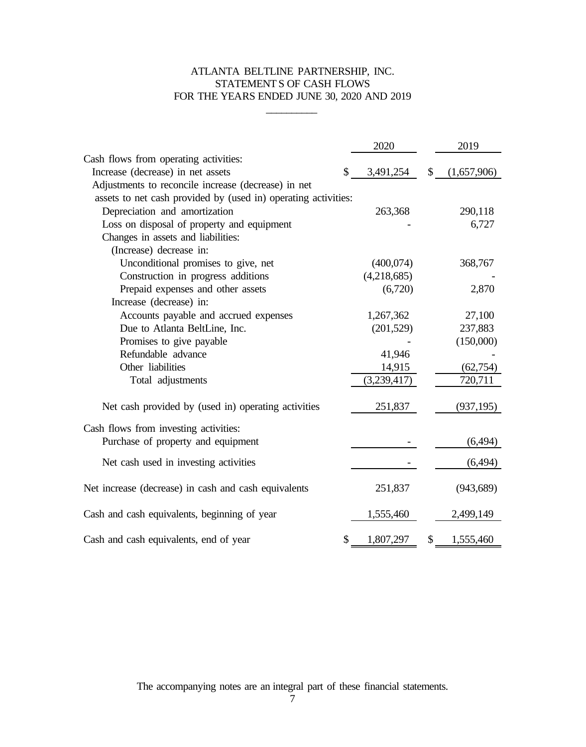# ATLANTA BELTLINE PARTNERSHIP, INC.
## STATEMENTS OF CASH FLOWS
### FOR THE YEARS ENDED JUNE 30, 2020 AND 2019

| | 2020 | 2019 |
|---|---|---|
| Cash flows from operating activities: | | |
| Increase (decrease) in net assets | $ 3,491,254 | $ (1,657,906) |
| Adjustments to reconcile increase (decrease) in net assets to net cash provided by (used in) operating activities: | | |
| Depreciation and amortization | 263,368 | 290,118 |
| Loss on disposal of property and equipment | - | 6,727 |
| Changes in assets and liabilities: | | |
| (Increase) decrease in: | | |
| Unconditional promises to give, net | (400,074) | 368,767 |
| Construction in progress additions | (4,218,685) | - |
| Prepaid expenses and other assets | (6,720) | 2,870 |
| Increase (decrease) in: | | |
| Accounts payable and accrued expenses | 1,267,362 | 27,100 |
| Due to Atlanta BeltLine, Inc. | (201,529) | 237,883 |
| Promises to give payable | - | (150,000) |
| Refundable advance | 41,946 | - |
| Other liabilities | 14,915 | (62,754) |
| Total adjustments | (3,239,417) | 720,711 |
| Net cash provided by (used in) operating activities | 251,837 | (937,195) |
| Cash flows from investing activities: | | |
| Purchase of property and equipment | - | (6,494) |
| Net cash used in investing activities | - | (6,494) |
| Net increase (decrease) in cash and cash equivalents | 251,837 | (943,689) |
| Cash and cash equivalents, beginning of year | 1,555,460 | 2,499,149 |
| Cash and cash equivalents, end of year | $ 1,807,297 | $ 1,555,460 |

The accompanying notes are an integral part of these financial statements.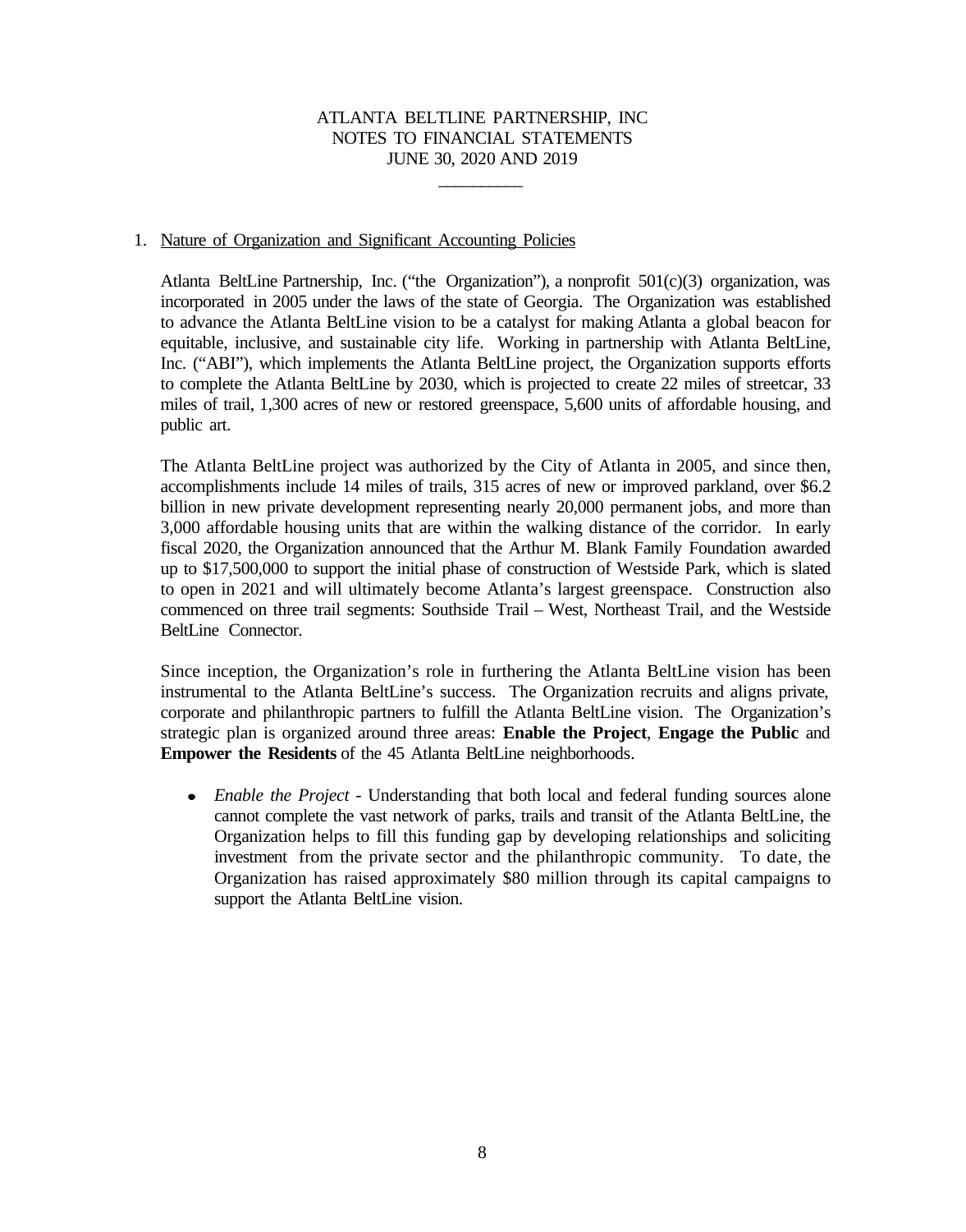ATLANTA BELTLINE PARTNERSHIP, INC
NOTES TO FINANCIAL STATEMENTS
JUNE 30, 2020 AND 2019

1. Nature of Organization and Significant Accounting Policies

Atlanta BeltLine Partnership, Inc. ("the Organization"), a nonprofit 501(c)(3) organization, was incorporated in 2005 under the laws of the state of Georgia. The Organization was established to advance the Atlanta BeltLine vision to be a catalyst for making Atlanta a global beacon for equitable, inclusive, and sustainable city life. Working in partnership with Atlanta BeltLine, Inc. ("ABI"), which implements the Atlanta BeltLine project, the Organization supports efforts to complete the Atlanta BeltLine by 2030, which is projected to create 22 miles of streetcar, 33 miles of trail, 1,300 acres of new or restored greenspace, 5,600 units of affordable housing, and public art.

The Atlanta BeltLine project was authorized by the City of Atlanta in 2005, and since then, accomplishments include 14 miles of trails, 315 acres of new or improved parkland, over $6.2 billion in new private development representing nearly 20,000 permanent jobs, and more than 3,000 affordable housing units that are within the walking distance of the corridor. In early fiscal 2020, the Organization announced that the Arthur M. Blank Family Foundation awarded up to $17,500,000 to support the initial phase of construction of Westside Park, which is slated to open in 2021 and will ultimately become Atlanta's largest greenspace. Construction also commenced on three trail segments: Southside Trail – West, Northeast Trail, and the Westside BeltLine Connector.

Since inception, the Organization's role in furthering the Atlanta BeltLine vision has been instrumental to the Atlanta BeltLine's success. The Organization recruits and aligns private, corporate and philanthropic partners to fulfill the Atlanta BeltLine vision. The Organization's strategic plan is organized around three areas: **Enable the Project**, **Engage the Public** and **Empower the Residents** of the 45 Atlanta BeltLine neighborhoods.

- *Enable the Project* - Understanding that both local and federal funding sources alone cannot complete the vast network of parks, trails and transit of the Atlanta BeltLine, the Organization helps to fill this funding gap by developing relationships and soliciting investment from the private sector and the philanthropic community. To date, the Organization has raised approximately $80 million through its capital campaigns to support the Atlanta BeltLine vision.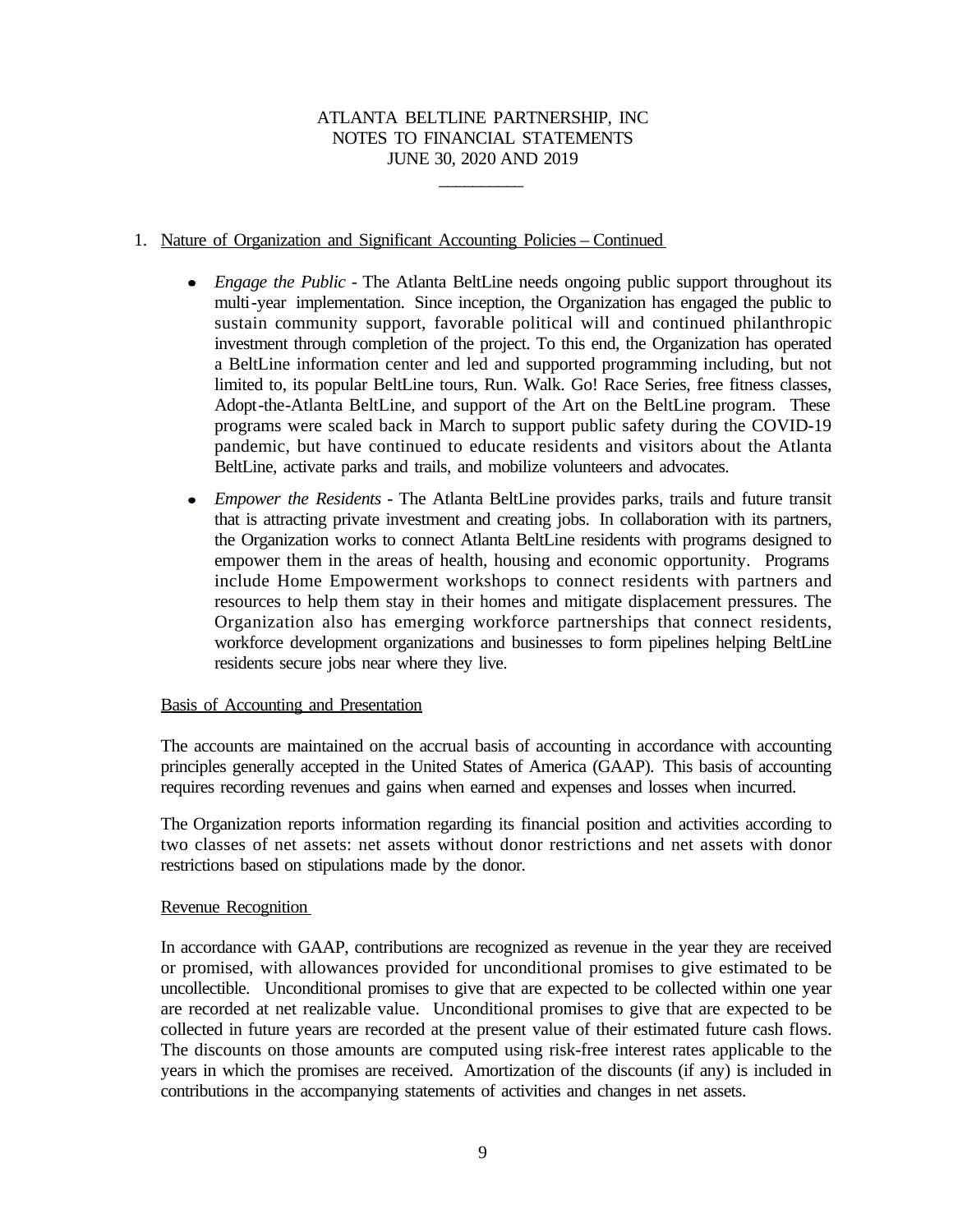1. Nature of Organization and Significant Accounting Policies – Continued

- *Engage the Public* - The Atlanta BeltLine needs ongoing public support throughout its multi-year implementation. Since inception, the Organization has engaged the public to sustain community support, favorable political will and continued philanthropic investment through completion of the project. To this end, the Organization has operated a BeltLine information center and led and supported programming including, but not limited to, its popular BeltLine tours, Run. Walk. Go! Race Series, free fitness classes, Adopt-the-Atlanta BeltLine, and support of the Art on the BeltLine program. These programs were scaled back in March to support public safety during the COVID-19 pandemic, but have continued to educate residents and visitors about the Atlanta BeltLine, activate parks and trails, and mobilize volunteers and advocates.
- *Empower the Residents* - The Atlanta BeltLine provides parks, trails and future transit that is attracting private investment and creating jobs. In collaboration with its partners, the Organization works to connect Atlanta BeltLine residents with programs designed to empower them in the areas of health, housing and economic opportunity. Programs include Home Empowerment workshops to connect residents with partners and resources to help them stay in their homes and mitigate displacement pressures. The Organization also has emerging workforce partnerships that connect residents, workforce development organizations and businesses to form pipelines helping BeltLine residents secure jobs near where they live.

Basis of Accounting and Presentation

The accounts are maintained on the accrual basis of accounting in accordance with accounting principles generally accepted in the United States of America (GAAP). This basis of accounting requires recording revenues and gains when earned and expenses and losses when incurred.

The Organization reports information regarding its financial position and activities according to two classes of net assets: net assets without donor restrictions and net assets with donor restrictions based on stipulations made by the donor.

Revenue Recognition

In accordance with GAAP, contributions are recognized as revenue in the year they are received or promised, with allowances provided for unconditional promises to give estimated to be uncollectible. Unconditional promises to give that are expected to be collected within one year are recorded at net realizable value. Unconditional promises to give that are expected to be collected in future years are recorded at the present value of their estimated future cash flows. The discounts on those amounts are computed using risk-free interest rates applicable to the years in which the promises are received. Amortization of the discounts (if any) is included in contributions in the accompanying statements of activities and changes in net assets.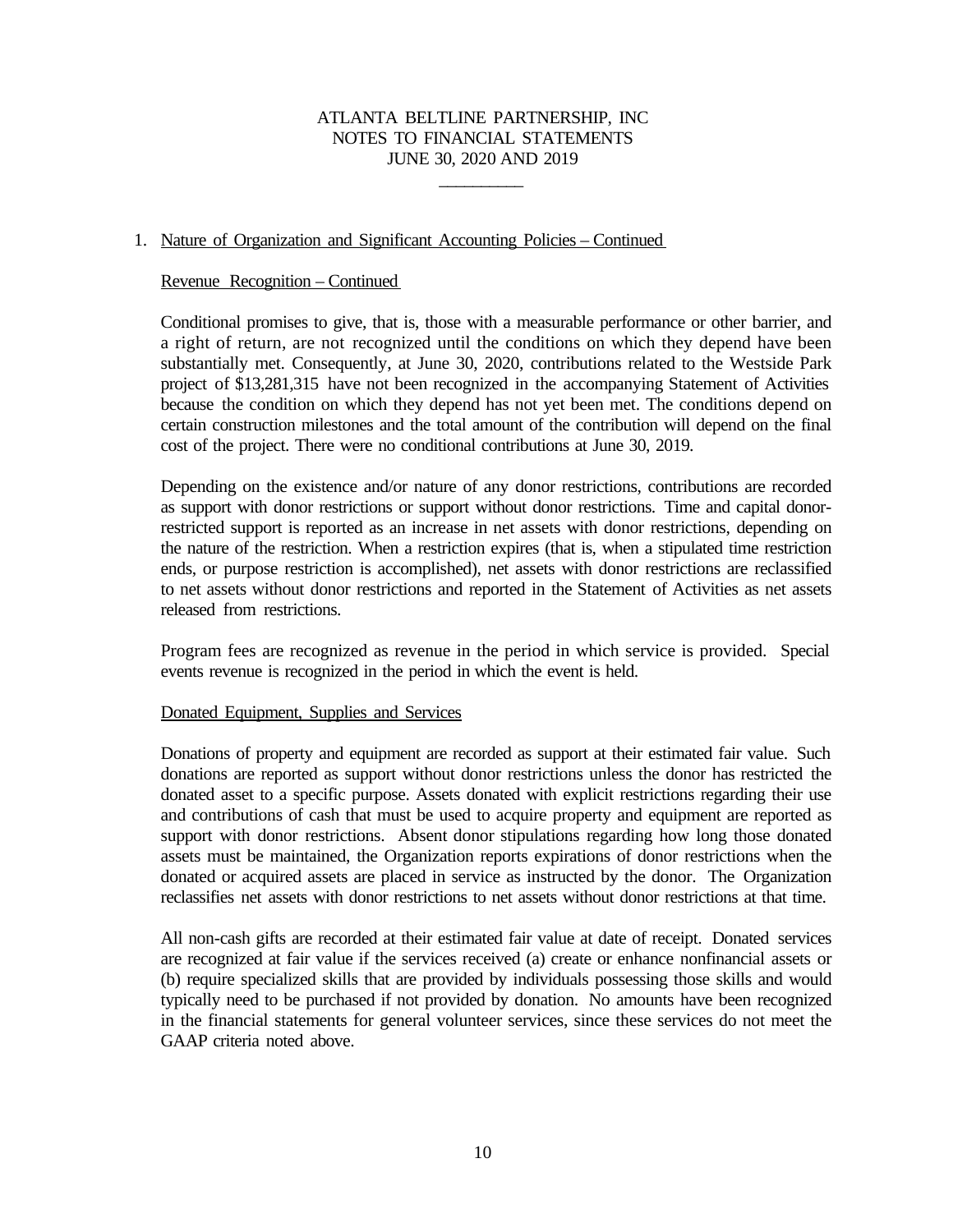1. Nature of Organization and Significant Accounting Policies – Continued

Revenue Recognition – Continued

Conditional promises to give, that is, those with a measurable performance or other barrier, and a right of return, are not recognized until the conditions on which they depend have been substantially met. Consequently, at June 30, 2020, contributions related to the Westside Park project of $13,281,315 have not been recognized in the accompanying Statement of Activities because the condition on which they depend has not yet been met. The conditions depend on certain construction milestones and the total amount of the contribution will depend on the final cost of the project. There were no conditional contributions at June 30, 2019.

Depending on the existence and/or nature of any donor restrictions, contributions are recorded as support with donor restrictions or support without donor restrictions. Time and capital donor-restricted support is reported as an increase in net assets with donor restrictions, depending on the nature of the restriction. When a restriction expires (that is, when a stipulated time restriction ends, or purpose restriction is accomplished), net assets with donor restrictions are reclassified to net assets without donor restrictions and reported in the Statement of Activities as net assets released from restrictions.

Program fees are recognized as revenue in the period in which service is provided. Special events revenue is recognized in the period in which the event is held.

Donated Equipment, Supplies and Services

Donations of property and equipment are recorded as support at their estimated fair value. Such donations are reported as support without donor restrictions unless the donor has restricted the donated asset to a specific purpose. Assets donated with explicit restrictions regarding their use and contributions of cash that must be used to acquire property and equipment are reported as support with donor restrictions. Absent donor stipulations regarding how long those donated assets must be maintained, the Organization reports expirations of donor restrictions when the donated or acquired assets are placed in service as instructed by the donor. The Organization reclassifies net assets with donor restrictions to net assets without donor restrictions at that time.

All non-cash gifts are recorded at their estimated fair value at date of receipt. Donated services are recognized at fair value if the services received (a) create or enhance nonfinancial assets or (b) require specialized skills that are provided by individuals possessing those skills and would typically need to be purchased if not provided by donation. No amounts have been recognized in the financial statements for general volunteer services, since these services do not meet the GAAP criteria noted above.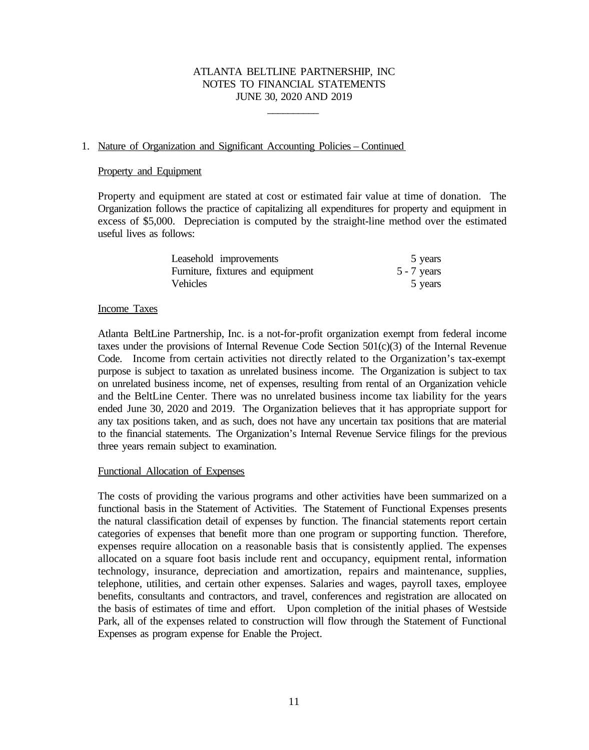ATLANTA BELTLINE PARTNERSHIP, INC
NOTES TO FINANCIAL STATEMENTS
JUNE 30, 2020 AND 2019

1. Nature of Organization and Significant Accounting Policies – Continued

Property and Equipment

Property and equipment are stated at cost or estimated fair value at time of donation. The Organization follows the practice of capitalizing all expenditures for property and equipment in excess of $5,000. Depreciation is computed by the straight-line method over the estimated useful lives as follows:

| | |
|---|---|
| Leasehold improvements | 5 years |
| Furniture, fixtures and equipment | 5 - 7 years |
| Vehicles | 5 years |

Income Taxes

Atlanta BeltLine Partnership, Inc. is a not-for-profit organization exempt from federal income taxes under the provisions of Internal Revenue Code Section 501(c)(3) of the Internal Revenue Code. Income from certain activities not directly related to the Organization's tax-exempt purpose is subject to taxation as unrelated business income. The Organization is subject to tax on unrelated business income, net of expenses, resulting from rental of an Organization vehicle and the BeltLine Center. There was no unrelated business income tax liability for the years ended June 30, 2020 and 2019. The Organization believes that it has appropriate support for any tax positions taken, and as such, does not have any uncertain tax positions that are material to the financial statements. The Organization's Internal Revenue Service filings for the previous three years remain subject to examination.

Functional Allocation of Expenses

The costs of providing the various programs and other activities have been summarized on a functional basis in the Statement of Activities. The Statement of Functional Expenses presents the natural classification detail of expenses by function. The financial statements report certain categories of expenses that benefit more than one program or supporting function. Therefore, expenses require allocation on a reasonable basis that is consistently applied. The expenses allocated on a square foot basis include rent and occupancy, equipment rental, information technology, insurance, depreciation and amortization, repairs and maintenance, supplies, telephone, utilities, and certain other expenses. Salaries and wages, payroll taxes, employee benefits, consultants and contractors, and travel, conferences and registration are allocated on the basis of estimates of time and effort. Upon completion of the initial phases of Westside Park, all of the expenses related to construction will flow through the Statement of Functional Expenses as program expense for Enable the Project.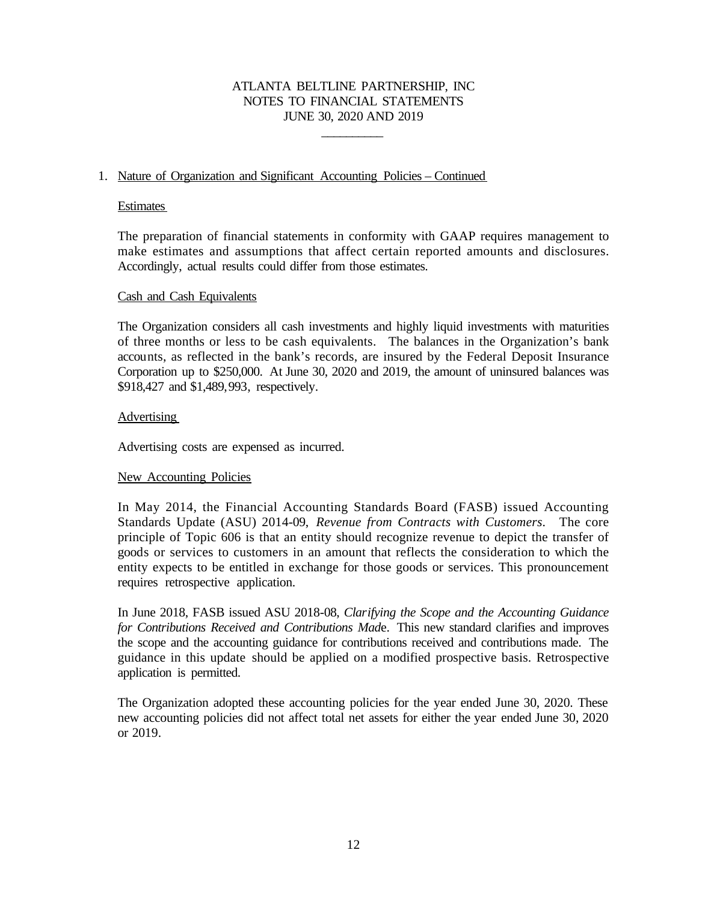# ATLANTA BELTLINE PARTNERSHIP, INC
# NOTES TO FINANCIAL STATEMENTS
# JUNE 30, 2020 AND 2019

## 1. Nature of Organization and Significant Accounting Policies – Continued

### Estimates

The preparation of financial statements in conformity with GAAP requires management to make estimates and assumptions that affect certain reported amounts and disclosures. Accordingly, actual results could differ from those estimates.

### Cash and Cash Equivalents

The Organization considers all cash investments and highly liquid investments with maturities of three months or less to be cash equivalents. The balances in the Organization's bank accounts, as reflected in the bank's records, are insured by the Federal Deposit Insurance Corporation up to $250,000. At June 30, 2020 and 2019, the amount of uninsured balances was $918,427 and $1,489,993, respectively.

### Advertising

Advertising costs are expensed as incurred.

### New Accounting Policies

In May 2014, the Financial Accounting Standards Board (FASB) issued Accounting Standards Update (ASU) 2014-09, *Revenue from Contracts with Customers*. The core principle of Topic 606 is that an entity should recognize revenue to depict the transfer of goods or services to customers in an amount that reflects the consideration to which the entity expects to be entitled in exchange for those goods or services. This pronouncement requires retrospective application.

In June 2018, FASB issued ASU 2018-08, *Clarifying the Scope and the Accounting Guidance for Contributions Received and Contributions Made*. This new standard clarifies and improves the scope and the accounting guidance for contributions received and contributions made. The guidance in this update should be applied on a modified prospective basis. Retrospective application is permitted.

The Organization adopted these accounting policies for the year ended June 30, 2020. These new accounting policies did not affect total net assets for either the year ended June 30, 2020 or 2019.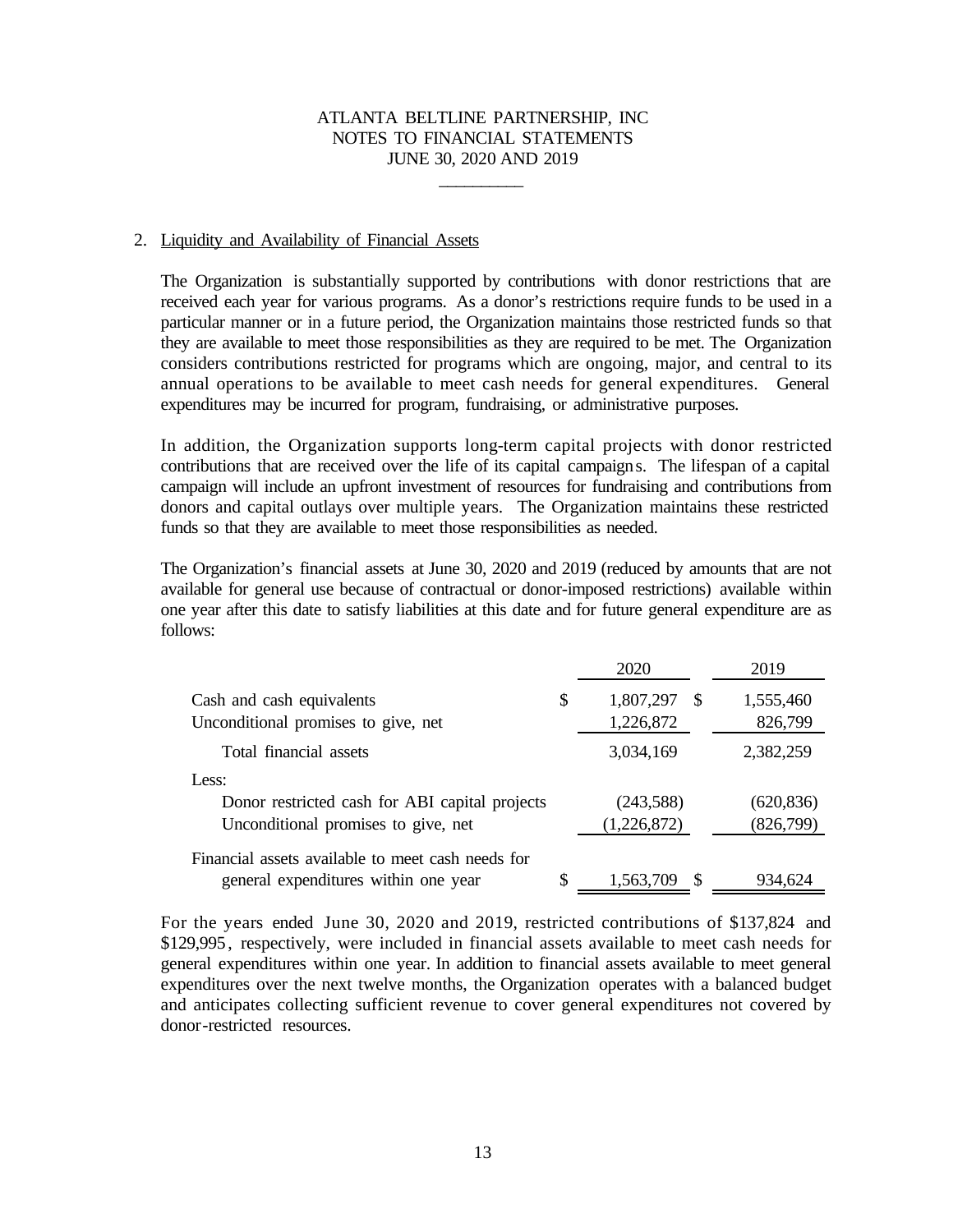## 2. Liquidity and Availability of Financial Assets

The Organization is substantially supported by contributions with donor restrictions that are received each year for various programs. As a donor's restrictions require funds to be used in a particular manner or in a future period, the Organization maintains those restricted funds so that they are available to meet those responsibilities as they are required to be met. The Organization considers contributions restricted for programs which are ongoing, major, and central to its annual operations to be available to meet cash needs for general expenditures. General expenditures may be incurred for program, fundraising, or administrative purposes.

In addition, the Organization supports long-term capital projects with donor restricted contributions that are received over the life of its capital campaigns. The lifespan of a capital campaign will include an upfront investment of resources for fundraising and contributions from donors and capital outlays over multiple years. The Organization maintains these restricted funds so that they are available to meet those responsibilities as needed.

The Organization's financial assets at June 30, 2020 and 2019 (reduced by amounts that are not available for general use because of contractual or donor-imposed restrictions) available within one year after this date to satisfy liabilities at this date and for future general expenditure are as follows:

| | 2020 | 2019 |
|---|---|---|
| Cash and cash equivalents | $ 1,807,297 | $ 1,555,460 |
| Unconditional promises to give, net | 1,226,872 | 826,799 |
| Total financial assets | 3,034,169 | 2,382,259 |
| Less: | | |
| Donor restricted cash for ABI capital projects | (243,588) | (620,836) |
| Unconditional promises to give, net | (1,226,872) | (826,799) |
| Financial assets available to meet cash needs for general expenditures within one year | $ 1,563,709 | $ 934,624 |

For the years ended June 30, 2020 and 2019, restricted contributions of $137,824 and $129,995, respectively, were included in financial assets available to meet cash needs for general expenditures within one year. In addition to financial assets available to meet general expenditures over the next twelve months, the Organization operates with a balanced budget and anticipates collecting sufficient revenue to cover general expenditures not covered by donor-restricted resources.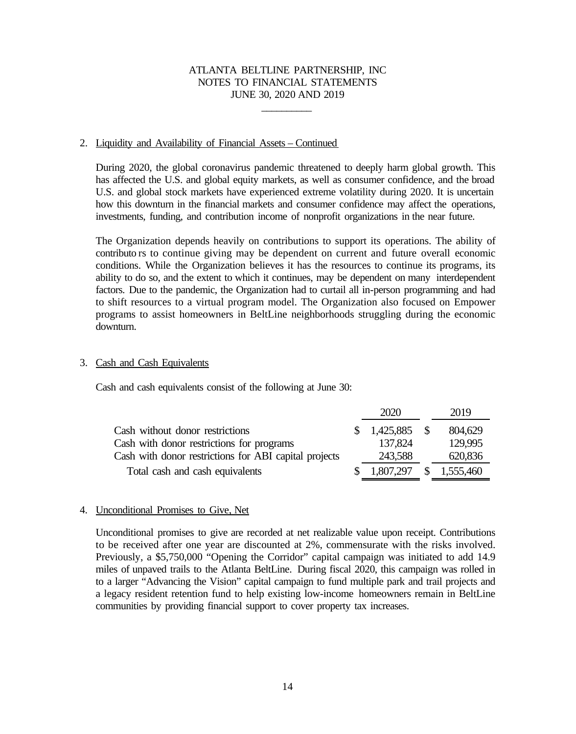## 2. Liquidity and Availability of Financial Assets – Continued

During 2020, the global coronavirus pandemic threatened to deeply harm global growth. This has affected the U.S. and global equity markets, as well as consumer confidence, and the broad U.S. and global stock markets have experienced extreme volatility during 2020. It is uncertain how this downturn in the financial markets and consumer confidence may affect the operations, investments, funding, and contribution income of nonprofit organizations in the near future.

The Organization depends heavily on contributions to support its operations. The ability of contributors to continue giving may be dependent on current and future overall economic conditions. While the Organization believes it has the resources to continue its programs, its ability to do so, and the extent to which it continues, may be dependent on many interdependent factors. Due to the pandemic, the Organization had to curtail all in-person programming and had to shift resources to a virtual program model. The Organization also focused on Empower programs to assist homeowners in BeltLine neighborhoods struggling during the economic downturn.

## 3. Cash and Cash Equivalents

Cash and cash equivalents consist of the following at June 30:

| | 2020 | 2019 |
|---|---|---|
| Cash without donor restrictions | $ 1,425,885 | $ 804,629 |
| Cash with donor restrictions for programs | 137,824 | 129,995 |
| Cash with donor restrictions for ABI capital projects | 243,588 | 620,836 |
| Total cash and cash equivalents | $ 1,807,297 | $ 1,555,460 |

## 4. Unconditional Promises to Give, Net

Unconditional promises to give are recorded at net realizable value upon receipt. Contributions to be received after one year are discounted at 2%, commensurate with the risks involved. Previously, a $5,750,000 "Opening the Corridor" capital campaign was initiated to add 14.9 miles of unpaved trails to the Atlanta BeltLine. During fiscal 2020, this campaign was rolled in to a larger "Advancing the Vision" capital campaign to fund multiple park and trail projects and a legacy resident retention fund to help existing low-income homeowners remain in BeltLine communities by providing financial support to cover property tax increases.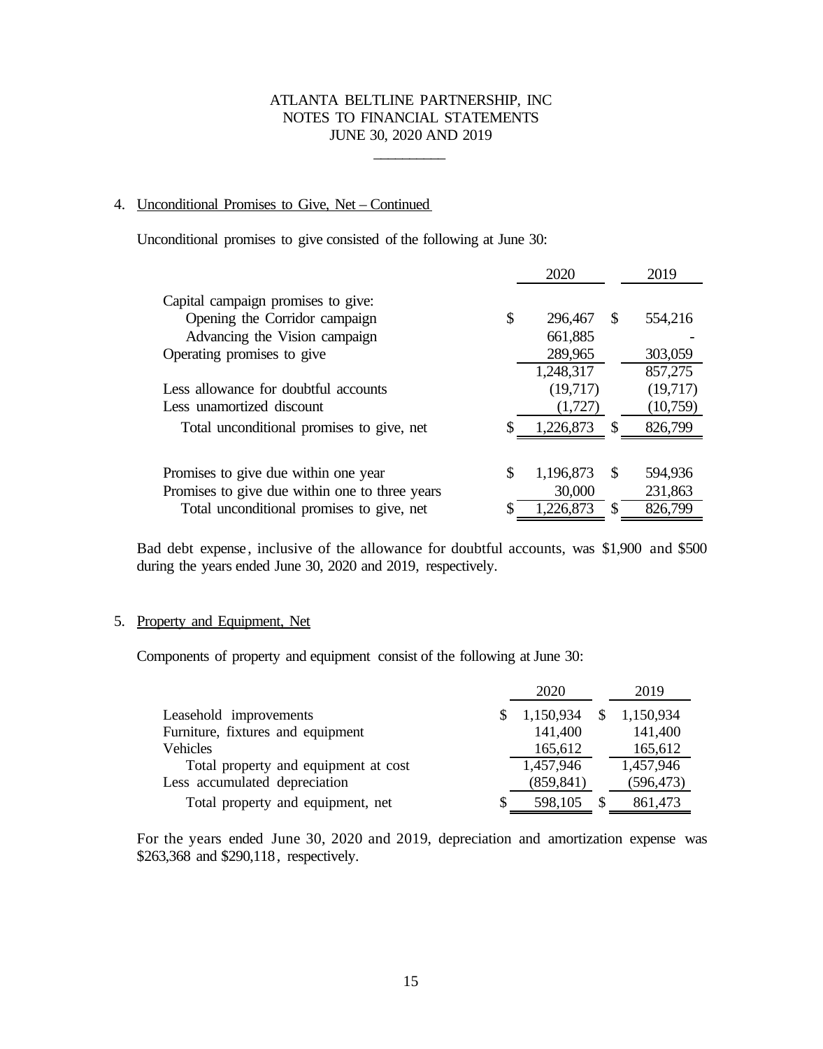## 4. Unconditional Promises to Give, Net – Continued

Unconditional promises to give consisted of the following at June 30:

| | 2020 | 2019 |
|---|---|---|
| Capital campaign promises to give: | | |
| Opening the Corridor campaign | $ 296,467 | $ 554,216 |
| Advancing the Vision campaign | 661,885 | - |
| Operating promises to give | 289,965 | 303,059 |
| | 1,248,317 | 857,275 |
| Less allowance for doubtful accounts | (19,717) | (19,717) |
| Less unamortized discount | (1,727) | (10,759) |
| Total unconditional promises to give, net | $ 1,226,873 | $ 826,799 |
| | | |
| Promises to give due within one year | $ 1,196,873 | $ 594,936 |
| Promises to give due within one to three years | 30,000 | 231,863 |
| Total unconditional promises to give, net | $ 1,226,873 | $ 826,799 |

Bad debt expense, inclusive of the allowance for doubtful accounts, was $1,900 and $500 during the years ended June 30, 2020 and 2019, respectively.

## 5. Property and Equipment, Net

Components of property and equipment consist of the following at June 30:

| | 2020 | 2019 |
|---|---|---|
| Leasehold improvements | $ 1,150,934 | $ 1,150,934 |
| Furniture, fixtures and equipment | 141,400 | 141,400 |
| Vehicles | 165,612 | 165,612 |
| Total property and equipment at cost | 1,457,946 | 1,457,946 |
| Less accumulated depreciation | (859,841) | (596,473) |
| Total property and equipment, net | $ 598,105 | $ 861,473 |

For the years ended June 30, 2020 and 2019, depreciation and amortization expense was $263,368 and $290,118, respectively.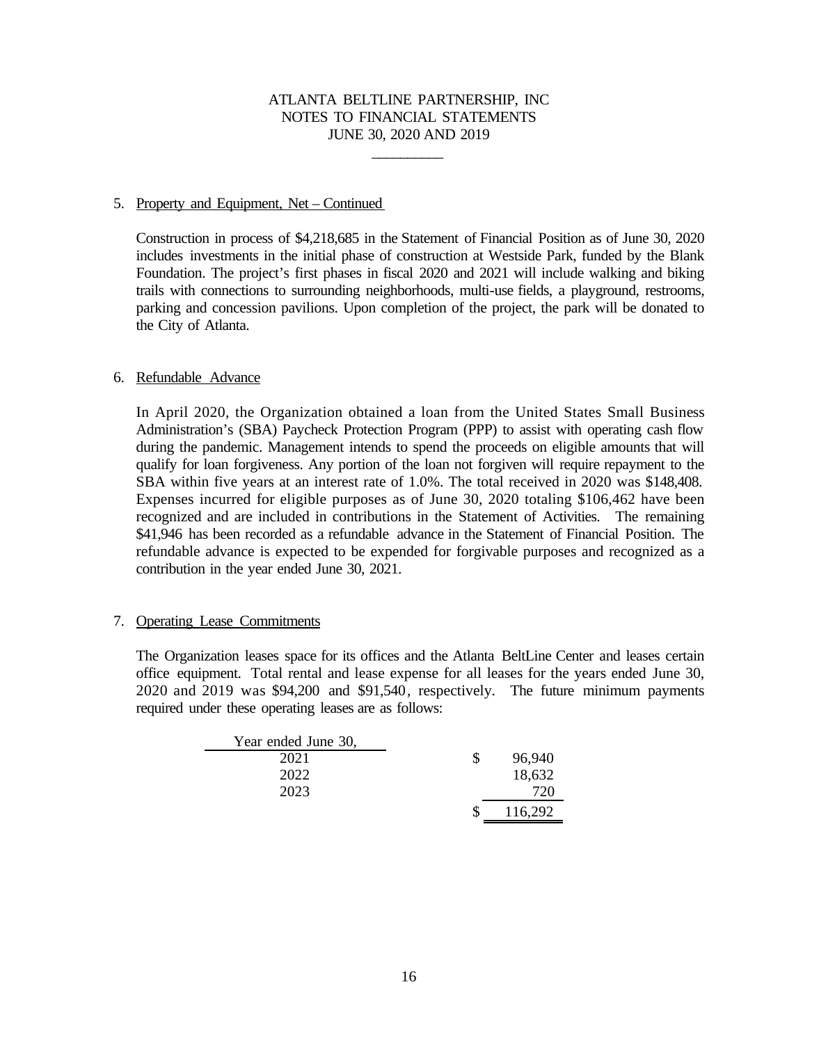5. Property and Equipment, Net – Continued

Construction in process of $4,218,685 in the Statement of Financial Position as of June 30, 2020 includes investments in the initial phase of construction at Westside Park, funded by the Blank Foundation. The project's first phases in fiscal 2020 and 2021 will include walking and biking trails with connections to surrounding neighborhoods, multi-use fields, a playground, restrooms, parking and concession pavilions. Upon completion of the project, the park will be donated to the City of Atlanta.

6. Refundable Advance

In April 2020, the Organization obtained a loan from the United States Small Business Administration's (SBA) Paycheck Protection Program (PPP) to assist with operating cash flow during the pandemic. Management intends to spend the proceeds on eligible amounts that will qualify for loan forgiveness. Any portion of the loan not forgiven will require repayment to the SBA within five years at an interest rate of 1.0%. The total received in 2020 was $148,408. Expenses incurred for eligible purposes as of June 30, 2020 totaling $106,462 have been recognized and are included in contributions in the Statement of Activities. The remaining $41,946 has been recorded as a refundable advance in the Statement of Financial Position. The refundable advance is expected to be expended for forgivable purposes and recognized as a contribution in the year ended June 30, 2021.

7. Operating Lease Commitments

The Organization leases space for its offices and the Atlanta BeltLine Center and leases certain office equipment. Total rental and lease expense for all leases for the years ended June 30, 2020 and 2019 was $94,200 and $91,540, respectively. The future minimum payments required under these operating leases are as follows:

| Year ended June 30, | |
|---|---|
| 2021 | $ 96,940 |
| 2022 | 18,632 |
| 2023 | 720 |
| | $ 116,292 |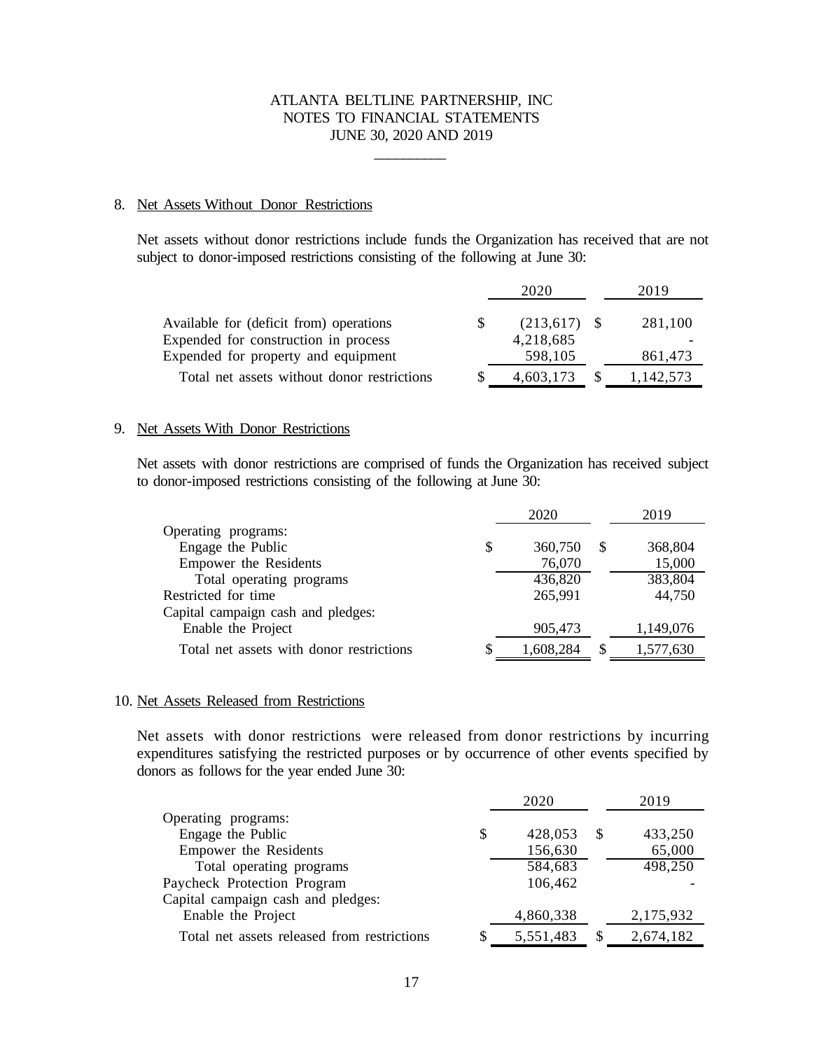ATLANTA BELTLINE PARTNERSHIP, INC
NOTES TO FINANCIAL STATEMENTS
JUNE 30, 2020 AND 2019

## 8. Net Assets Without Donor Restrictions

Net assets without donor restrictions include funds the Organization has received that are not subject to donor-imposed restrictions consisting of the following at June 30:

| | 2020 | 2019 |
|---|---|---|
| Available for (deficit from) operations | $ (213,617) | $ 281,100 |
| Expended for construction in process | 4,218,685 | - |
| Expended for property and equipment | 598,105 | 861,473 |
| Total net assets without donor restrictions | $ 4,603,173 | $ 1,142,573 |

## 9. Net Assets With Donor Restrictions

Net assets with donor restrictions are comprised of funds the Organization has received subject to donor-imposed restrictions consisting of the following at June 30:

| | 2020 | 2019 |
|---|---|---|
| Operating programs: | | |
| Engage the Public | $ 360,750 | $ 368,804 |
| Empower the Residents | 76,070 | 15,000 |
| Total operating programs | 436,820 | 383,804 |
| Restricted for time | 265,991 | 44,750 |
| Capital campaign cash and pledges: | | |
| Enable the Project | 905,473 | 1,149,076 |
| Total net assets with donor restrictions | $ 1,608,284 | $ 1,577,630 |

## 10. Net Assets Released from Restrictions

Net assets with donor restrictions were released from donor restrictions by incurring expenditures satisfying the restricted purposes or by occurrence of other events specified by donors as follows for the year ended June 30:

| | 2020 | 2019 |
|---|---|---|
| Operating programs: | | |
| Engage the Public | $ 428,053 | $ 433,250 |
| Empower the Residents | 156,630 | 65,000 |
| Total operating programs | 584,683 | 498,250 |
| Paycheck Protection Program | 106,462 | - |
| Capital campaign cash and pledges: | | |
| Enable the Project | 4,860,338 | 2,175,932 |
| Total net assets released from restrictions | $ 5,551,483 | $ 2,674,182 |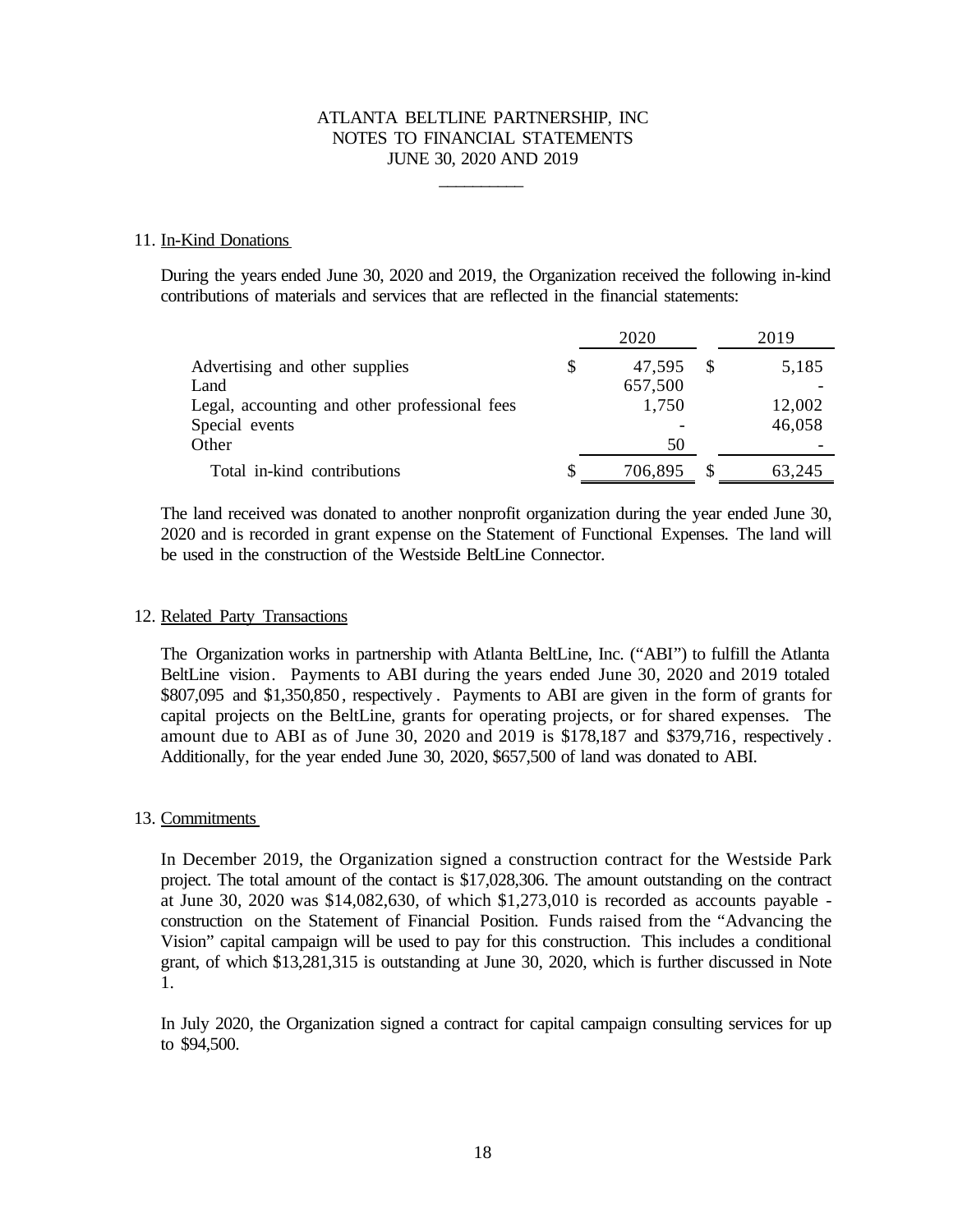## 11. In-Kind Donations

During the years ended June 30, 2020 and 2019, the Organization received the following in-kind contributions of materials and services that are reflected in the financial statements:

| | 2020 | 2019 |
|---|---|---|
| Advertising and other supplies | $ 47,595 | $ 5,185 |
| Land | 657,500 | - |
| Legal, accounting and other professional fees | 1,750 | 12,002 |
| Special events | - | 46,058 |
| Other | 50 | - |
| Total in-kind contributions | $ 706,895 | $ 63,245 |

The land received was donated to another nonprofit organization during the year ended June 30, 2020 and is recorded in grant expense on the Statement of Functional Expenses. The land will be used in the construction of the Westside BeltLine Connector.

## 12. Related Party Transactions

The Organization works in partnership with Atlanta BeltLine, Inc. ("ABI") to fulfill the Atlanta BeltLine vision. Payments to ABI during the years ended June 30, 2020 and 2019 totaled $807,095 and $1,350,850, respectively. Payments to ABI are given in the form of grants for capital projects on the BeltLine, grants for operating projects, or for shared expenses. The amount due to ABI as of June 30, 2020 and 2019 is $178,187 and $379,716, respectively. Additionally, for the year ended June 30, 2020, $657,500 of land was donated to ABI.

## 13. Commitments

In December 2019, the Organization signed a construction contract for the Westside Park project. The total amount of the contact is $17,028,306. The amount outstanding on the contract at June 30, 2020 was $14,082,630, of which $1,273,010 is recorded as accounts payable - construction on the Statement of Financial Position. Funds raised from the "Advancing the Vision" capital campaign will be used to pay for this construction. This includes a conditional grant, of which $13,281,315 is outstanding at June 30, 2020, which is further discussed in Note 1.

In July 2020, the Organization signed a contract for capital campaign consulting services for up to $94,500.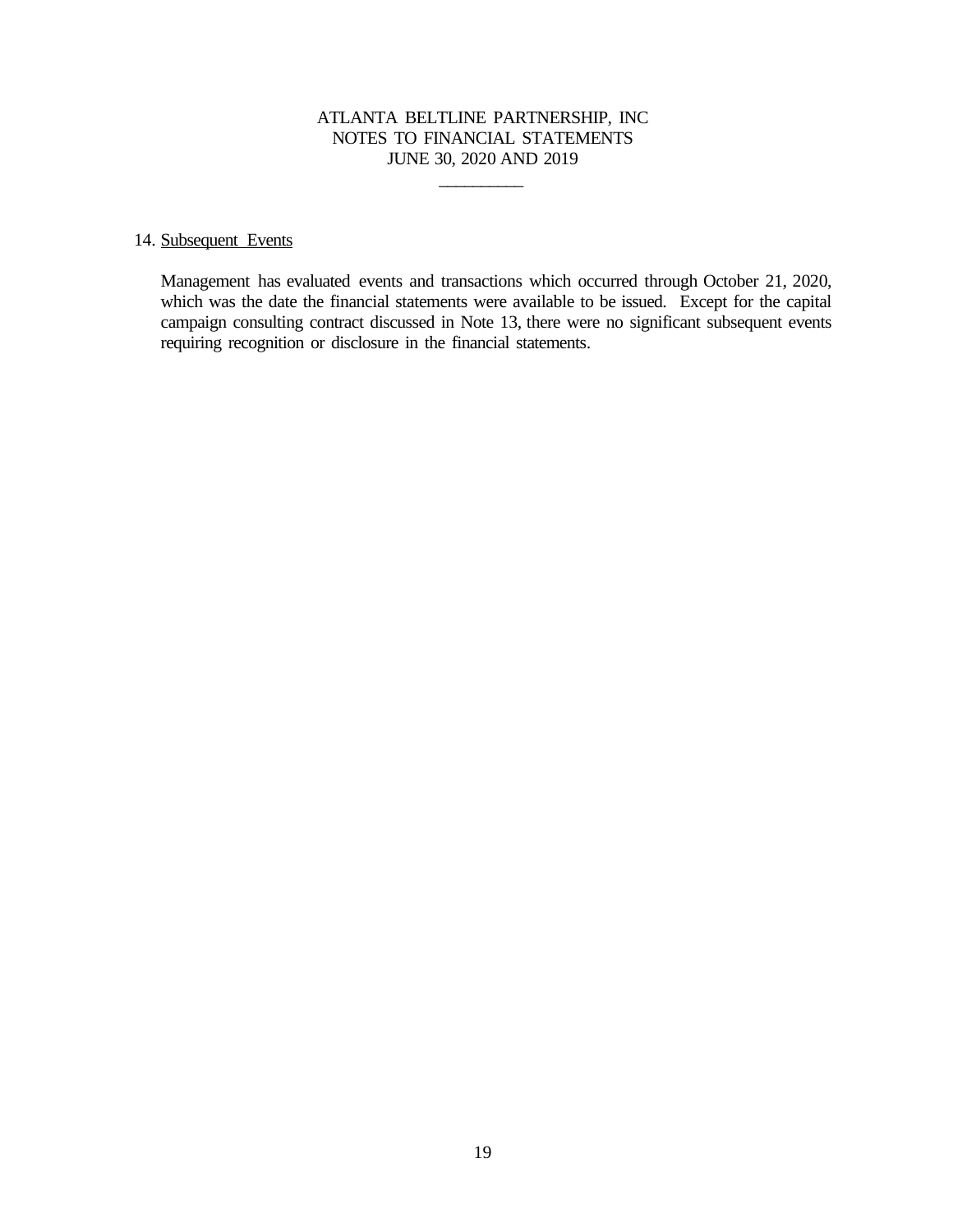ATLANTA BELTLINE PARTNERSHIP, INC
NOTES TO FINANCIAL STATEMENTS
JUNE 30, 2020 AND 2019

14. Subsequent Events

Management has evaluated events and transactions which occurred through October 21, 2020, which was the date the financial statements were available to be issued. Except for the capital campaign consulting contract discussed in Note 13, there were no significant subsequent events requiring recognition or disclosure in the financial statements.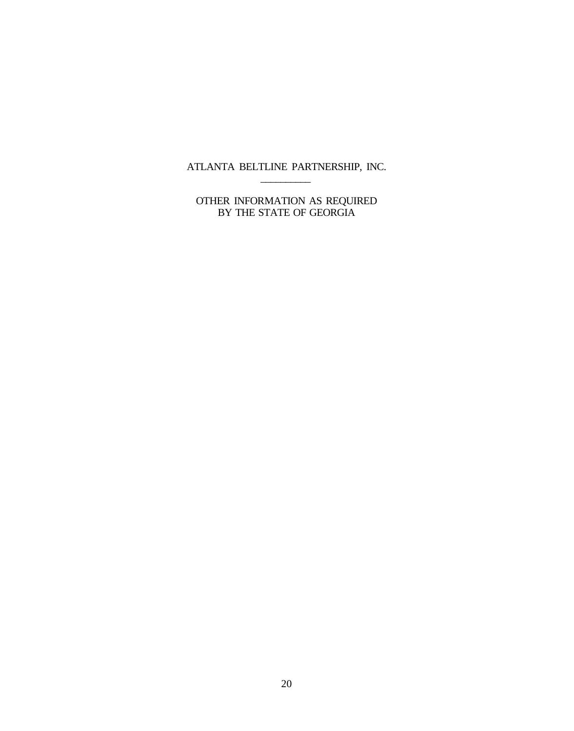# ATLANTA BELTLINE PARTNERSHIP, INC.

---

## OTHER INFORMATION AS REQUIRED BY THE STATE OF GEORGIA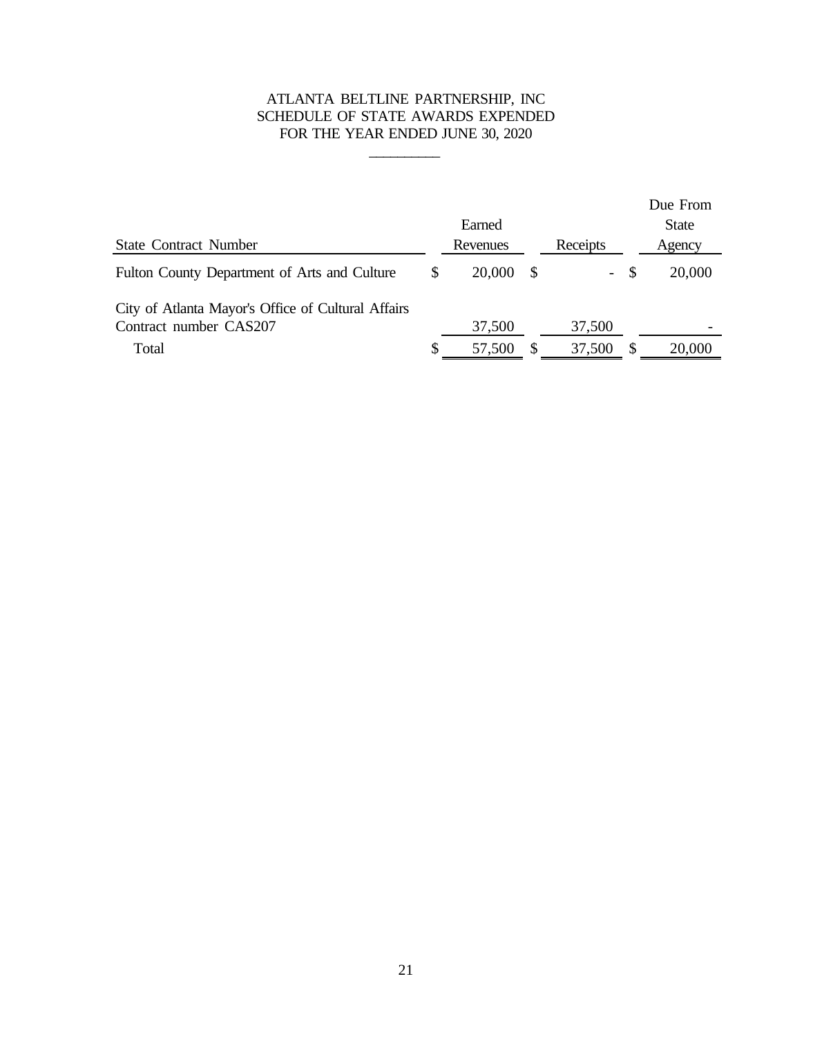# ATLANTA BELTLINE PARTNERSHIP, INC
## SCHEDULE OF STATE AWARDS EXPENDED
### FOR THE YEAR ENDED JUNE 30, 2020

| State Contract Number | Earned Revenues | Receipts | Due From State Agency |
|---|---|---|---|
| Fulton County Department of Arts and Culture | $ 20,000 | $ - | $ 20,000 |
| City of Atlanta Mayor's Office of Cultural Affairs Contract number CAS207 | 37,500 | 37,500 | - |
| Total | $ 57,500 | $ 37,500 | $ 20,000 |